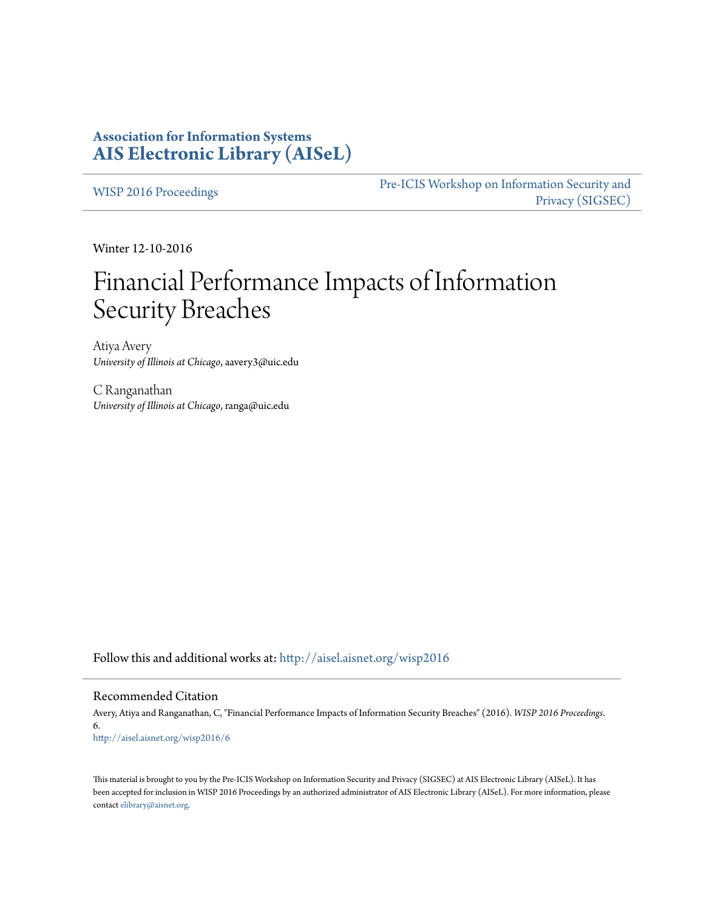**Association for Information Systems**
**AIS Electronic Library (AISeL)**

WISP 2016 Proceedings

Pre-ICIS Workshop on Information Security and Privacy (SIGSEC)

Winter 12-10-2016

# Financial Performance Impacts of Information Security Breaches

Atiya Avery
*University of Illinois at Chicago*, aavery3@uic.edu

C Ranganathan
*University of Illinois at Chicago*, ranga@uic.edu

Follow this and additional works at: http://aisel.aisnet.org/wisp2016

## Recommended Citation

Avery, Atiya and Ranganathan, C, "Financial Performance Impacts of Information Security Breaches" (2016). *WISP 2016 Proceedings*. 6.
http://aisel.aisnet.org/wisp2016/6

This material is brought to you by the Pre-ICIS Workshop on Information Security and Privacy (SIGSEC) at AIS Electronic Library (AISeL). It has been accepted for inclusion in WISP 2016 Proceedings by an authorized administrator of AIS Electronic Library (AISeL). For more information, please contact elibrary@aisnet.org.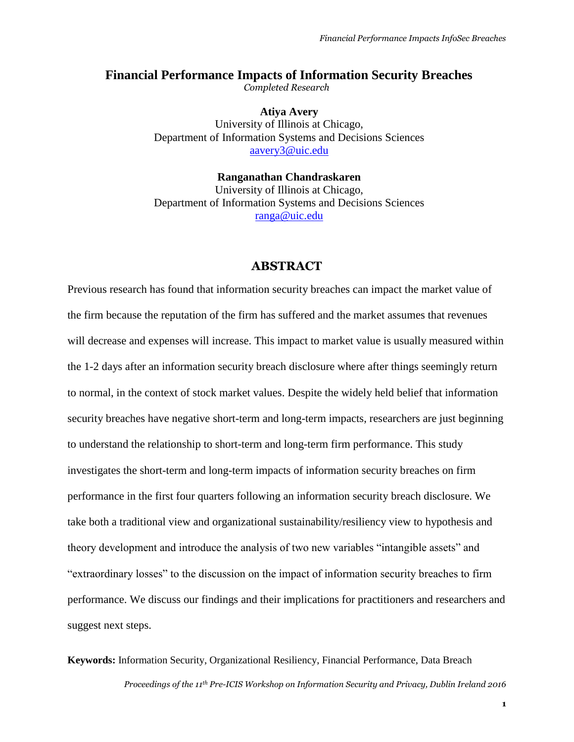# Financial Performance Impacts of Information Security Breaches

*Completed Research*

**Atiya Avery**
University of Illinois at Chicago,
Department of Information Systems and Decisions Sciences
aavery3@uic.edu

**Ranganathan Chandraskaren**
University of Illinois at Chicago,
Department of Information Systems and Decisions Sciences
ranga@uic.edu

## ABSTRACT

Previous research has found that information security breaches can impact the market value of the firm because the reputation of the firm has suffered and the market assumes that revenues will decrease and expenses will increase. This impact to market value is usually measured within the 1-2 days after an information security breach disclosure where after things seemingly return to normal, in the context of stock market values. Despite the widely held belief that information security breaches have negative short-term and long-term impacts, researchers are just beginning to understand the relationship to short-term and long-term firm performance. This study investigates the short-term and long-term impacts of information security breaches on firm performance in the first four quarters following an information security breach disclosure. We take both a traditional view and organizational sustainability/resiliency view to hypothesis and theory development and introduce the analysis of two new variables "intangible assets" and "extraordinary losses" to the discussion on the impact of information security breaches to firm performance. We discuss our findings and their implications for practitioners and researchers and suggest next steps.

**Keywords:** Information Security, Organizational Resiliency, Financial Performance, Data Breach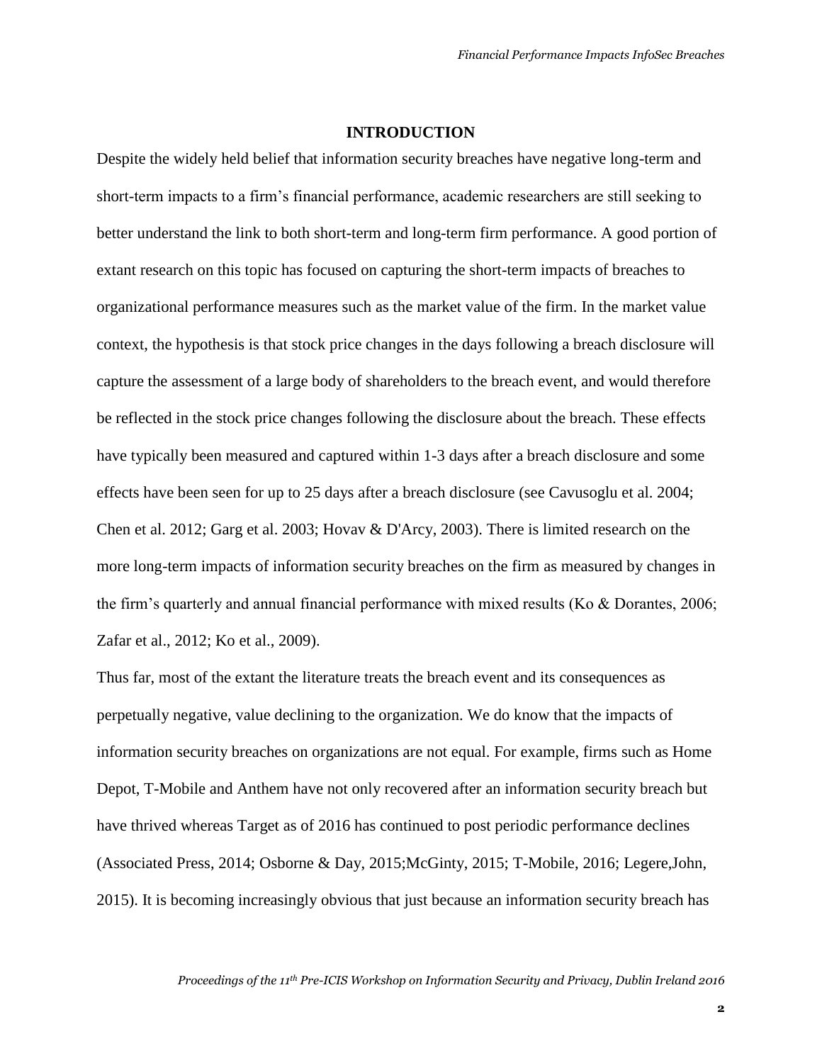## INTRODUCTION

Despite the widely held belief that information security breaches have negative long-term and short-term impacts to a firm's financial performance, academic researchers are still seeking to better understand the link to both short-term and long-term firm performance. A good portion of extant research on this topic has focused on capturing the short-term impacts of breaches to organizational performance measures such as the market value of the firm. In the market value context, the hypothesis is that stock price changes in the days following a breach disclosure will capture the assessment of a large body of shareholders to the breach event, and would therefore be reflected in the stock price changes following the disclosure about the breach. These effects have typically been measured and captured within 1-3 days after a breach disclosure and some effects have been seen for up to 25 days after a breach disclosure (see Cavusoglu et al. 2004; Chen et al. 2012; Garg et al. 2003; Hovav & D'Arcy, 2003). There is limited research on the more long-term impacts of information security breaches on the firm as measured by changes in the firm's quarterly and annual financial performance with mixed results (Ko & Dorantes, 2006; Zafar et al., 2012; Ko et al., 2009).

Thus far, most of the extant the literature treats the breach event and its consequences as perpetually negative, value declining to the organization. We do know that the impacts of information security breaches on organizations are not equal. For example, firms such as Home Depot, T-Mobile and Anthem have not only recovered after an information security breach but have thrived whereas Target as of 2016 has continued to post periodic performance declines (Associated Press, 2014; Osborne & Day, 2015;McGinty, 2015; T-Mobile, 2016; Legere,John, 2015). It is becoming increasingly obvious that just because an information security breach has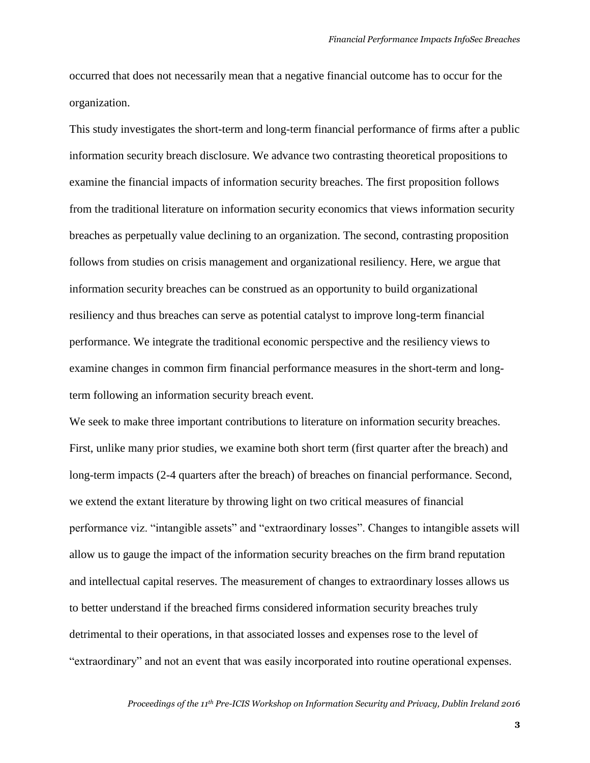occurred that does not necessarily mean that a negative financial outcome has to occur for the organization.

This study investigates the short-term and long-term financial performance of firms after a public information security breach disclosure. We advance two contrasting theoretical propositions to examine the financial impacts of information security breaches. The first proposition follows from the traditional literature on information security economics that views information security breaches as perpetually value declining to an organization. The second, contrasting proposition follows from studies on crisis management and organizational resiliency. Here, we argue that information security breaches can be construed as an opportunity to build organizational resiliency and thus breaches can serve as potential catalyst to improve long-term financial performance. We integrate the traditional economic perspective and the resiliency views to examine changes in common firm financial performance measures in the short-term and long-term following an information security breach event.

We seek to make three important contributions to literature on information security breaches. First, unlike many prior studies, we examine both short term (first quarter after the breach) and long-term impacts (2-4 quarters after the breach) of breaches on financial performance. Second, we extend the extant literature by throwing light on two critical measures of financial performance viz. "intangible assets" and "extraordinary losses". Changes to intangible assets will allow us to gauge the impact of the information security breaches on the firm brand reputation and intellectual capital reserves. The measurement of changes to extraordinary losses allows us to better understand if the breached firms considered information security breaches truly detrimental to their operations, in that associated losses and expenses rose to the level of "extraordinary" and not an event that was easily incorporated into routine operational expenses.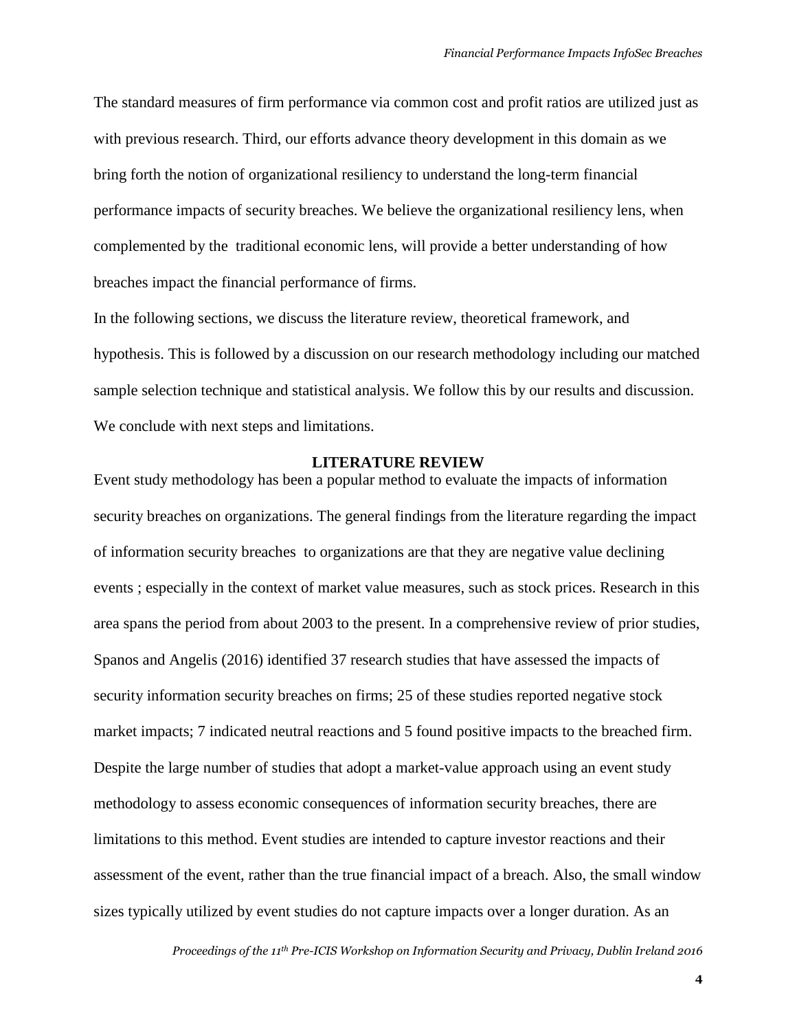The standard measures of firm performance via common cost and profit ratios are utilized just as with previous research. Third, our efforts advance theory development in this domain as we bring forth the notion of organizational resiliency to understand the long-term financial performance impacts of security breaches. We believe the organizational resiliency lens, when complemented by the traditional economic lens, will provide a better understanding of how breaches impact the financial performance of firms.

In the following sections, we discuss the literature review, theoretical framework, and hypothesis. This is followed by a discussion on our research methodology including our matched sample selection technique and statistical analysis. We follow this by our results and discussion. We conclude with next steps and limitations.

## LITERATURE REVIEW

Event study methodology has been a popular method to evaluate the impacts of information security breaches on organizations. The general findings from the literature regarding the impact of information security breaches to organizations are that they are negative value declining events ; especially in the context of market value measures, such as stock prices. Research in this area spans the period from about 2003 to the present. In a comprehensive review of prior studies, Spanos and Angelis (2016) identified 37 research studies that have assessed the impacts of security information security breaches on firms; 25 of these studies reported negative stock market impacts; 7 indicated neutral reactions and 5 found positive impacts to the breached firm. Despite the large number of studies that adopt a market-value approach using an event study methodology to assess economic consequences of information security breaches, there are limitations to this method. Event studies are intended to capture investor reactions and their assessment of the event, rather than the true financial impact of a breach. Also, the small window sizes typically utilized by event studies do not capture impacts over a longer duration. As an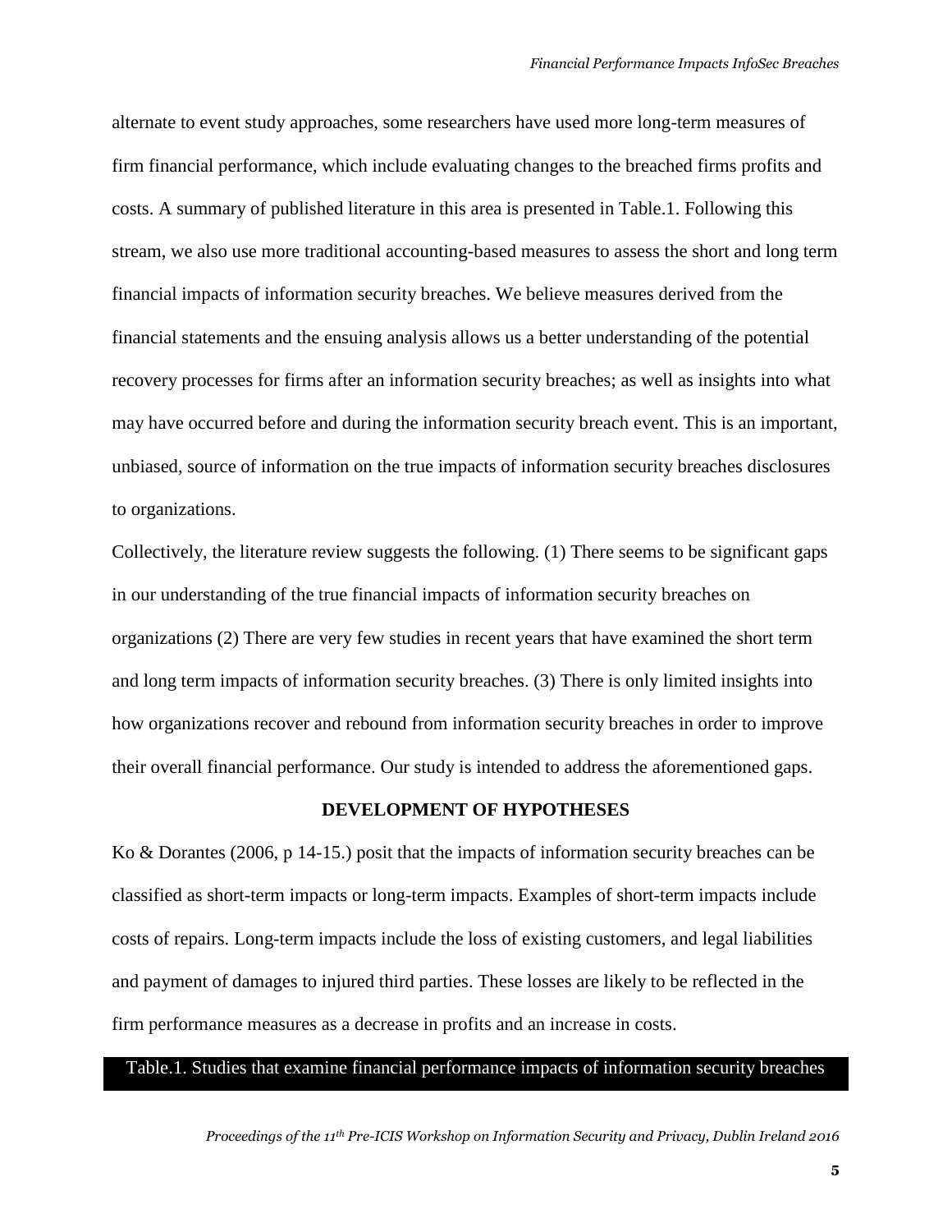alternate to event study approaches, some researchers have used more long-term measures of firm financial performance, which include evaluating changes to the breached firms profits and costs. A summary of published literature in this area is presented in Table.1. Following this stream, we also use more traditional accounting-based measures to assess the short and long term financial impacts of information security breaches. We believe measures derived from the financial statements and the ensuing analysis allows us a better understanding of the potential recovery processes for firms after an information security breaches; as well as insights into what may have occurred before and during the information security breach event. This is an important, unbiased, source of information on the true impacts of information security breaches disclosures to organizations.

Collectively, the literature review suggests the following. (1) There seems to be significant gaps in our understanding of the true financial impacts of information security breaches on organizations (2) There are very few studies in recent years that have examined the short term and long term impacts of information security breaches. (3) There is only limited insights into how organizations recover and rebound from information security breaches in order to improve their overall financial performance. Our study is intended to address the aforementioned gaps.

## DEVELOPMENT OF HYPOTHESES

Ko & Dorantes (2006, p 14-15.) posit that the impacts of information security breaches can be classified as short-term impacts or long-term impacts. Examples of short-term impacts include costs of repairs. Long-term impacts include the loss of existing customers, and legal liabilities and payment of damages to injured third parties. These losses are likely to be reflected in the firm performance measures as a decrease in profits and an increase in costs.

Table.1. Studies that examine financial performance impacts of information security breaches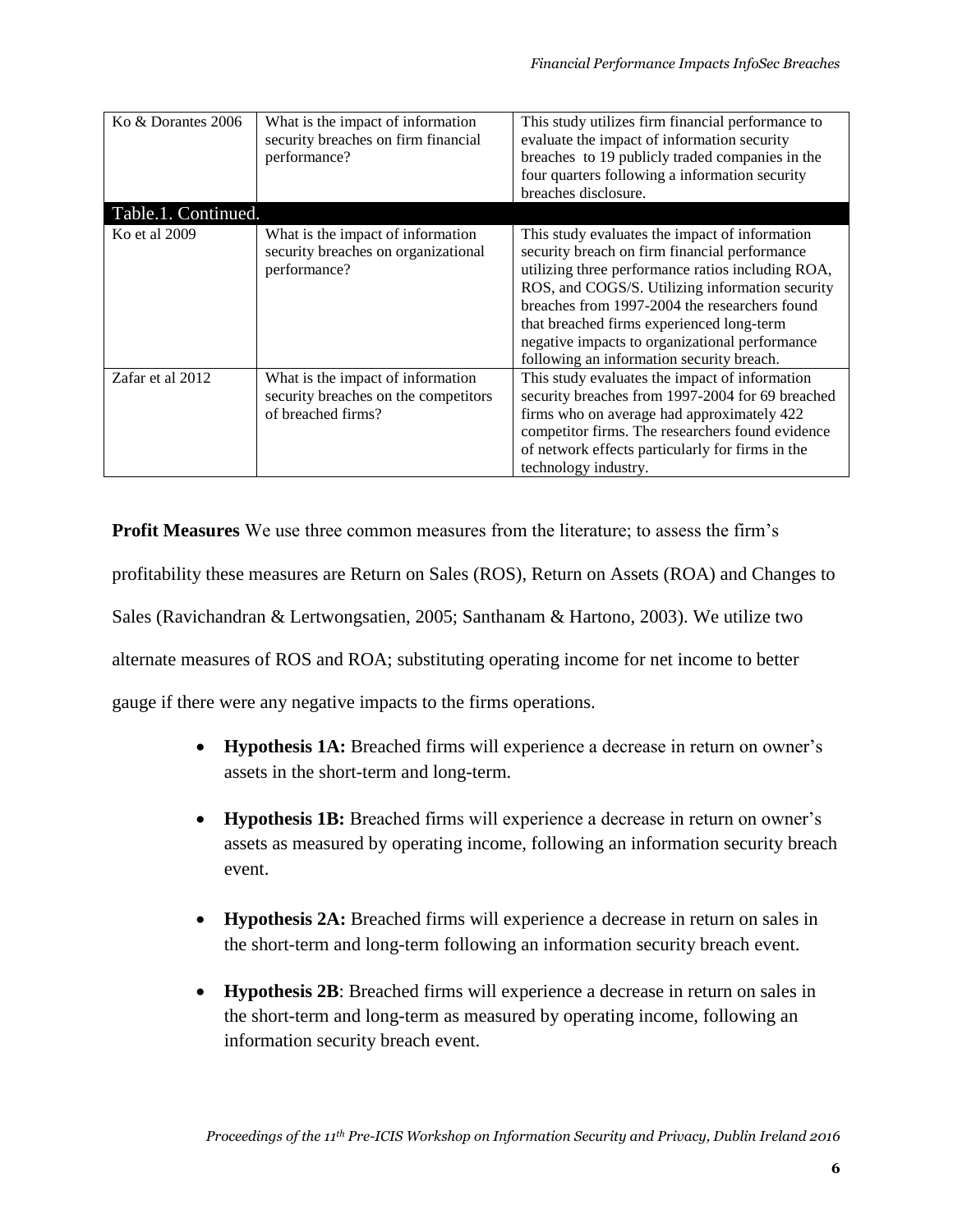| | | |
|---|---|---|
| Ko & Dorantes 2006 | What is the impact of information security breaches on firm financial performance? | This study utilizes firm financial performance to evaluate the impact of information security breaches to 19 publicly traded companies in the four quarters following a information security breaches disclosure. |
| Table.1. Continued. | | |
| Ko et al 2009 | What is the impact of information security breaches on organizational performance? | This study evaluates the impact of information security breach on firm financial performance utilizing three performance ratios including ROA, ROS, and COGS/S. Utilizing information security breaches from 1997-2004 the researchers found that breached firms experienced long-term negative impacts to organizational performance following an information security breach. |
| Zafar et al 2012 | What is the impact of information security breaches on the competitors of breached firms? | This study evaluates the impact of information security breaches from 1997-2004 for 69 breached firms who on average had approximately 422 competitor firms. The researchers found evidence of network effects particularly for firms in the technology industry. |

**Profit Measures** We use three common measures from the literature; to assess the firm's profitability these measures are Return on Sales (ROS), Return on Assets (ROA) and Changes to Sales (Ravichandran & Lertwongsatien, 2005; Santhanam & Hartono, 2003). We utilize two alternate measures of ROS and ROA; substituting operating income for net income to better gauge if there were any negative impacts to the firms operations.

- **Hypothesis 1A:** Breached firms will experience a decrease in return on owner's assets in the short-term and long-term.
- **Hypothesis 1B:** Breached firms will experience a decrease in return on owner's assets as measured by operating income, following an information security breach event.
- **Hypothesis 2A:** Breached firms will experience a decrease in return on sales in the short-term and long-term following an information security breach event.
- **Hypothesis 2B**: Breached firms will experience a decrease in return on sales in the short-term and long-term as measured by operating income, following an information security breach event.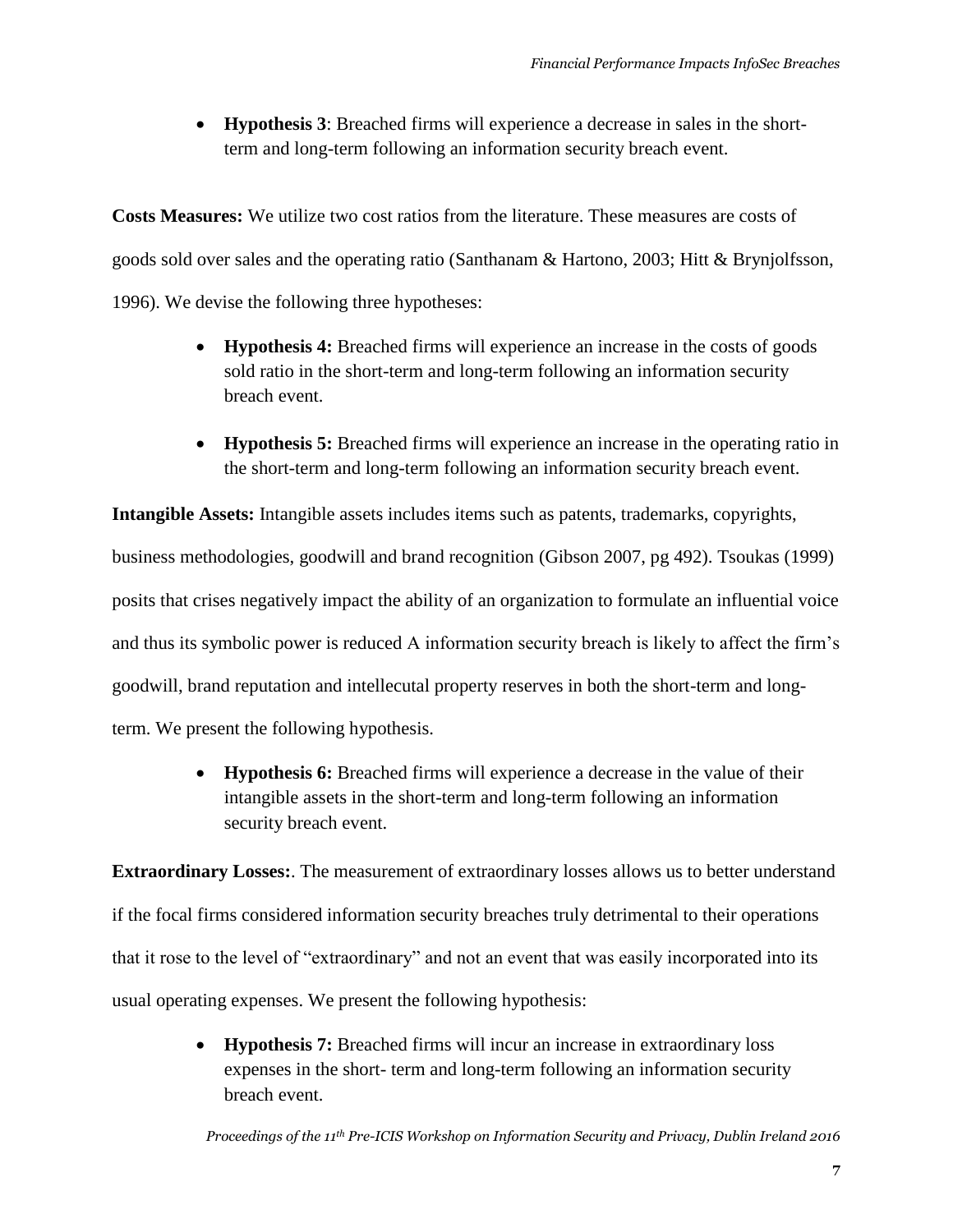- **Hypothesis 3**: Breached firms will experience a decrease in sales in the short-term and long-term following an information security breach event.

**Costs Measures:** We utilize two cost ratios from the literature. These measures are costs of goods sold over sales and the operating ratio (Santhanam & Hartono, 2003; Hitt & Brynjolfsson, 1996). We devise the following three hypotheses:

- **Hypothesis 4:** Breached firms will experience an increase in the costs of goods sold ratio in the short-term and long-term following an information security breach event.
- **Hypothesis 5:** Breached firms will experience an increase in the operating ratio in the short-term and long-term following an information security breach event.

**Intangible Assets:** Intangible assets includes items such as patents, trademarks, copyrights, business methodologies, goodwill and brand recognition (Gibson 2007, pg 492). Tsoukas (1999) posits that crises negatively impact the ability of an organization to formulate an influential voice and thus its symbolic power is reduced A information security breach is likely to affect the firm's goodwill, brand reputation and intellecutal property reserves in both the short-term and long-term. We present the following hypothesis.

- **Hypothesis 6:** Breached firms will experience a decrease in the value of their intangible assets in the short-term and long-term following an information security breach event.

**Extraordinary Losses:**. The measurement of extraordinary losses allows us to better understand if the focal firms considered information security breaches truly detrimental to their operations that it rose to the level of "extraordinary" and not an event that was easily incorporated into its usual operating expenses. We present the following hypothesis:

- **Hypothesis 7:** Breached firms will incur an increase in extraordinary loss expenses in the short- term and long-term following an information security breach event.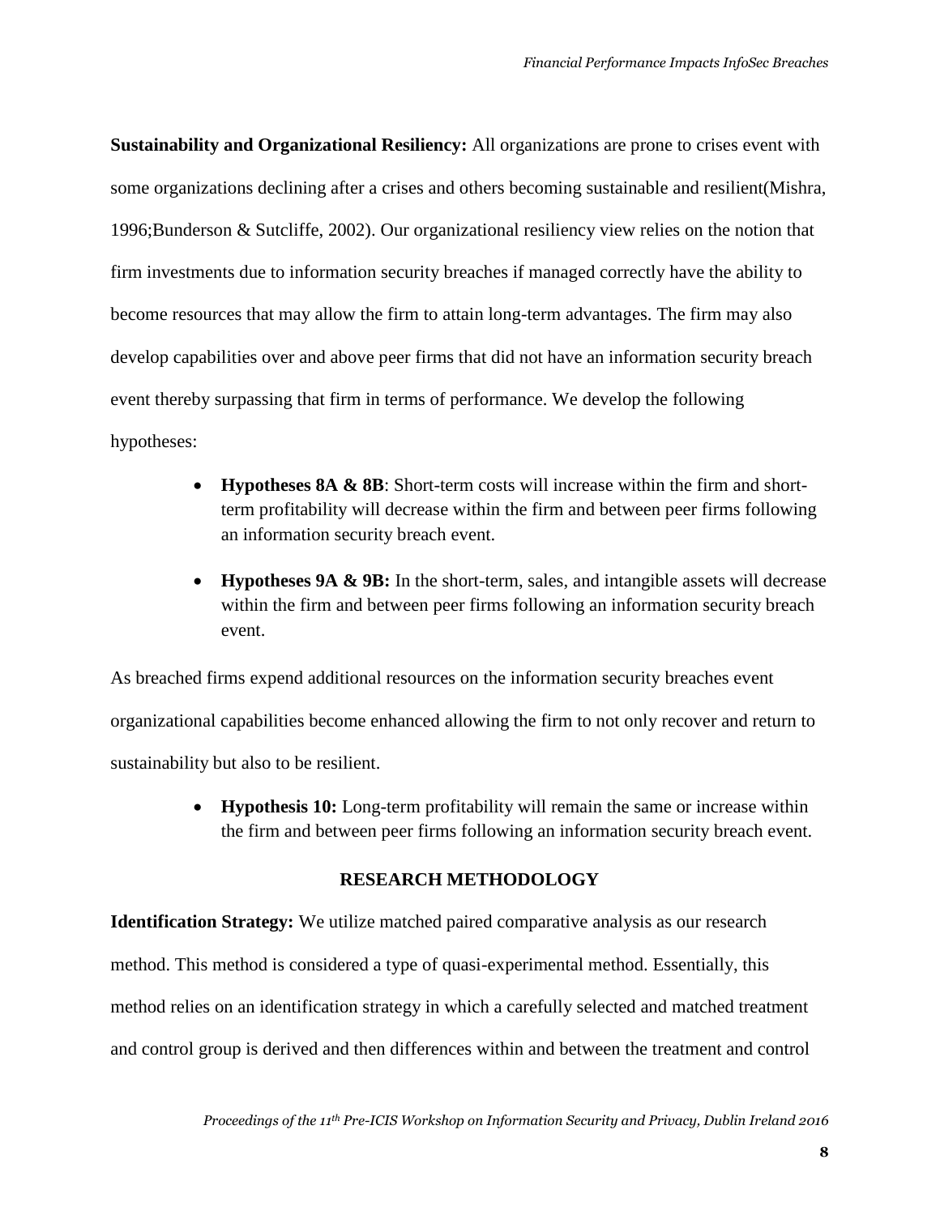**Sustainability and Organizational Resiliency:** All organizations are prone to crises event with some organizations declining after a crises and others becoming sustainable and resilient(Mishra, 1996;Bunderson & Sutcliffe, 2002). Our organizational resiliency view relies on the notion that firm investments due to information security breaches if managed correctly have the ability to become resources that may allow the firm to attain long-term advantages. The firm may also develop capabilities over and above peer firms that did not have an information security breach event thereby surpassing that firm in terms of performance. We develop the following hypotheses:

- **Hypotheses 8A & 8B**: Short-term costs will increase within the firm and short-term profitability will decrease within the firm and between peer firms following an information security breach event.
- **Hypotheses 9A & 9B:** In the short-term, sales, and intangible assets will decrease within the firm and between peer firms following an information security breach event.

As breached firms expend additional resources on the information security breaches event organizational capabilities become enhanced allowing the firm to not only recover and return to sustainability but also to be resilient.

- **Hypothesis 10:** Long-term profitability will remain the same or increase within the firm and between peer firms following an information security breach event.

## RESEARCH METHODOLOGY

**Identification Strategy:** We utilize matched paired comparative analysis as our research method. This method is considered a type of quasi-experimental method. Essentially, this method relies on an identification strategy in which a carefully selected and matched treatment and control group is derived and then differences within and between the treatment and control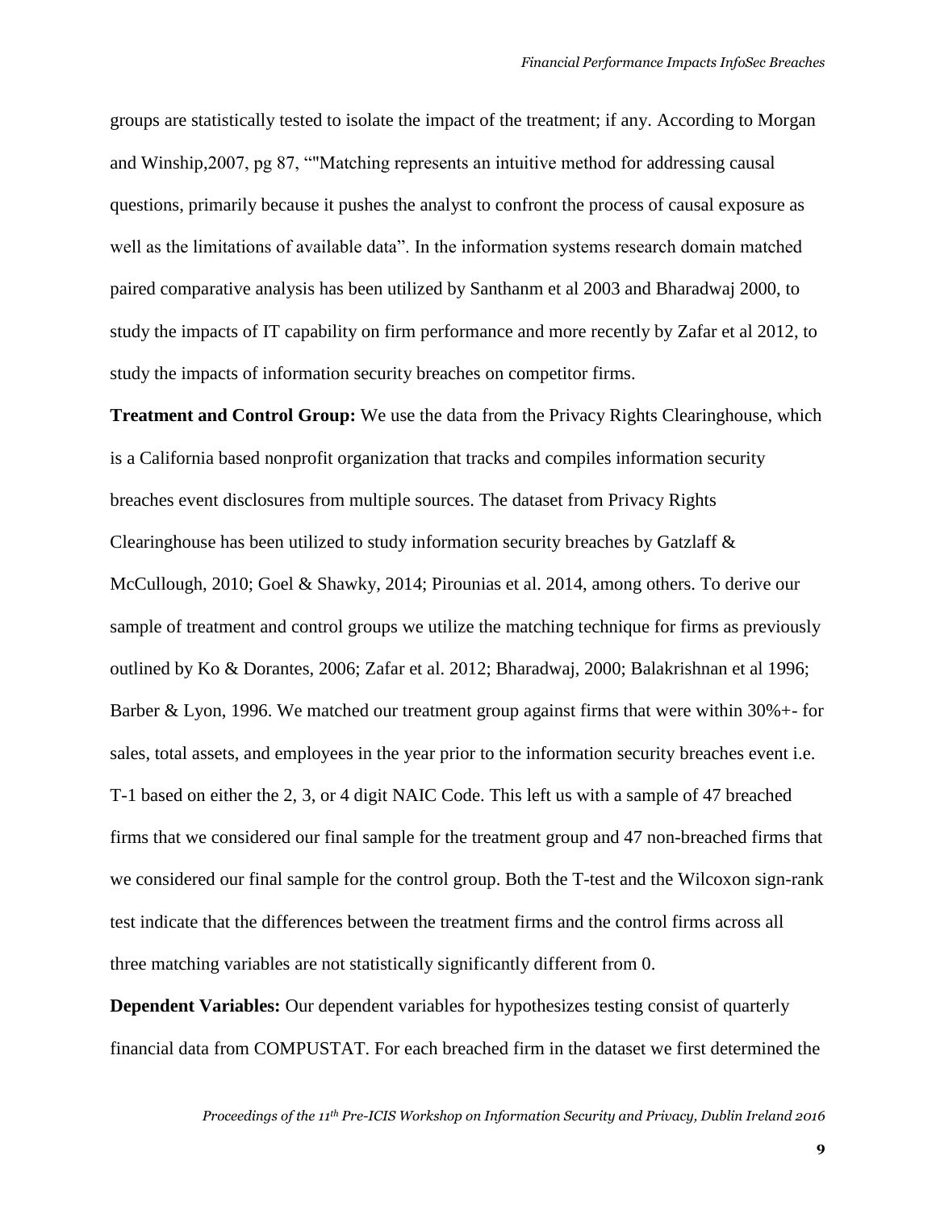groups are statistically tested to isolate the impact of the treatment; if any. According to Morgan and Winship,2007, pg 87, ""Matching represents an intuitive method for addressing causal questions, primarily because it pushes the analyst to confront the process of causal exposure as well as the limitations of available data". In the information systems research domain matched paired comparative analysis has been utilized by Santhanm et al 2003 and Bharadwaj 2000, to study the impacts of IT capability on firm performance and more recently by Zafar et al 2012, to study the impacts of information security breaches on competitor firms.

**Treatment and Control Group:** We use the data from the Privacy Rights Clearinghouse, which is a California based nonprofit organization that tracks and compiles information security breaches event disclosures from multiple sources. The dataset from Privacy Rights Clearinghouse has been utilized to study information security breaches by Gatzlaff & McCullough, 2010; Goel & Shawky, 2014; Pirounias et al. 2014, among others. To derive our sample of treatment and control groups we utilize the matching technique for firms as previously outlined by Ko & Dorantes, 2006; Zafar et al. 2012; Bharadwaj, 2000; Balakrishnan et al 1996; Barber & Lyon, 1996. We matched our treatment group against firms that were within 30%+- for sales, total assets, and employees in the year prior to the information security breaches event i.e. T-1 based on either the 2, 3, or 4 digit NAIC Code. This left us with a sample of 47 breached firms that we considered our final sample for the treatment group and 47 non-breached firms that we considered our final sample for the control group. Both the T-test and the Wilcoxon sign-rank test indicate that the differences between the treatment firms and the control firms across all three matching variables are not statistically significantly different from 0.

**Dependent Variables:** Our dependent variables for hypothesizes testing consist of quarterly financial data from COMPUSTAT. For each breached firm in the dataset we first determined the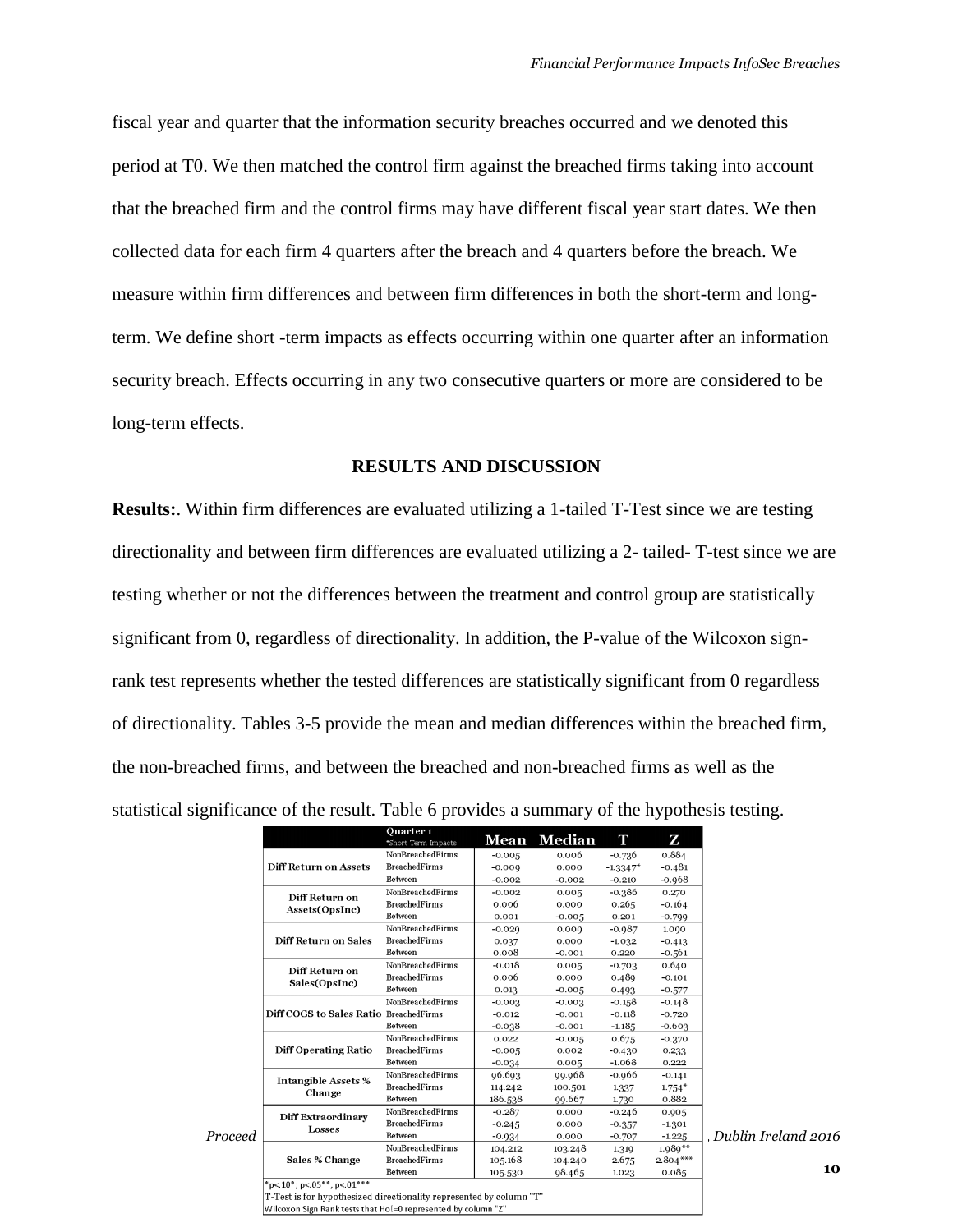fiscal year and quarter that the information security breaches occurred and we denoted this period at T0. We then matched the control firm against the breached firms taking into account that the breached firm and the control firms may have different fiscal year start dates. We then collected data for each firm 4 quarters after the breach and 4 quarters before the breach. We measure within firm differences and between firm differences in both the short-term and long-term. We define short -term impacts as effects occurring within one quarter after an information security breach. Effects occurring in any two consecutive quarters or more are considered to be long-term effects.

## RESULTS AND DISCUSSION

**Results:**. Within firm differences are evaluated utilizing a 1-tailed T-Test since we are testing directionality and between firm differences are evaluated utilizing a 2- tailed- T-test since we are testing whether or not the differences between the treatment and control group are statistically significant from 0, regardless of directionality. In addition, the P-value of the Wilcoxon sign-rank test represents whether the tested differences are statistically significant from 0 regardless of directionality. Tables 3-5 provide the mean and median differences within the breached firm, the non-breached firms, and between the breached and non-breached firms as well as the statistical significance of the result. Table 6 provides a summary of the hypothesis testing.

| | Quarter 1 *Short Term Impacts | Mean | Median | T | Z |
|---|---|---|---|---|---|
| Diff Return on Assets | NonBreachedFirms | -0.005 | 0.006 | -0.736 | 0.884 |
| | BreachedFirms | -0.009 | 0.000 | -1.3347* | -0.481 |
| | Between | -0.002 | -0.002 | -0.210 | -0.968 |
| Diff Return on Assets(OpsInc) | NonBreachedFirms | -0.002 | 0.005 | -0.386 | 0.270 |
| | BreachedFirms | 0.006 | 0.000 | 0.265 | -0.164 |
| | Between | 0.001 | -0.005 | 0.201 | -0.799 |
| Diff Return on Sales | NonBreachedFirms | -0.029 | 0.009 | -0.987 | 1.090 |
| | BreachedFirms | 0.037 | 0.000 | -1.032 | -0.413 |
| | Between | 0.008 | -0.001 | 0.220 | -0.561 |
| Diff Return on Sales(OpsInc) | NonBreachedFirms | -0.018 | 0.005 | -0.703 | 0.640 |
| | BreachedFirms | 0.006 | 0.000 | 0.489 | -0.101 |
| | Between | 0.013 | -0.005 | 0.493 | -0.577 |
| Diff COGS to Sales Ratio | NonBreachedFirms | -0.003 | -0.003 | -0.158 | -0.148 |
| | BreachedFirms | -0.012 | -0.001 | -0.118 | -0.720 |
| | Between | -0.038 | -0.001 | -1.185 | -0.603 |
| Diff Operating Ratio | NonBreachedFirms | 0.022 | -0.005 | 0.675 | -0.370 |
| | BreachedFirms | -0.005 | 0.002 | -0.430 | 0.233 |
| | Between | -0.034 | 0.005 | -1.068 | 0.222 |
| Intangible Assets % Change | NonBreachedFirms | 96.693 | 99.968 | -0.966 | -0.141 |
| | BreachedFirms | 114.242 | 100.501 | 1.337 | 1.754* |
| | Between | 186.538 | 99.667 | 1.730 | 0.882 |
| Diff Extraordinary Losses | NonBreachedFirms | -0.287 | 0.000 | -0.246 | 0.905 |
| | BreachedFirms | -0.245 | 0.000 | -0.357 | -1.301 |
| | Between | -0.934 | 0.000 | -0.707 | -1.225 |
| Sales % Change | NonBreachedFirms | 104.212 | 103.248 | 1.319 | 1.989** |
| | BreachedFirms | 105.168 | 104.240 | 2.675 | 2.804*** |
| | Between | 105.530 | 98.465 | 1.023 | 0.085 |

*p<.10*; p<.05**, p<.01***
T-Test is for hypothesized directionality represented by column "T"
Wilcoxon Sign Rank tests that Ho:=0 represented by column "Z"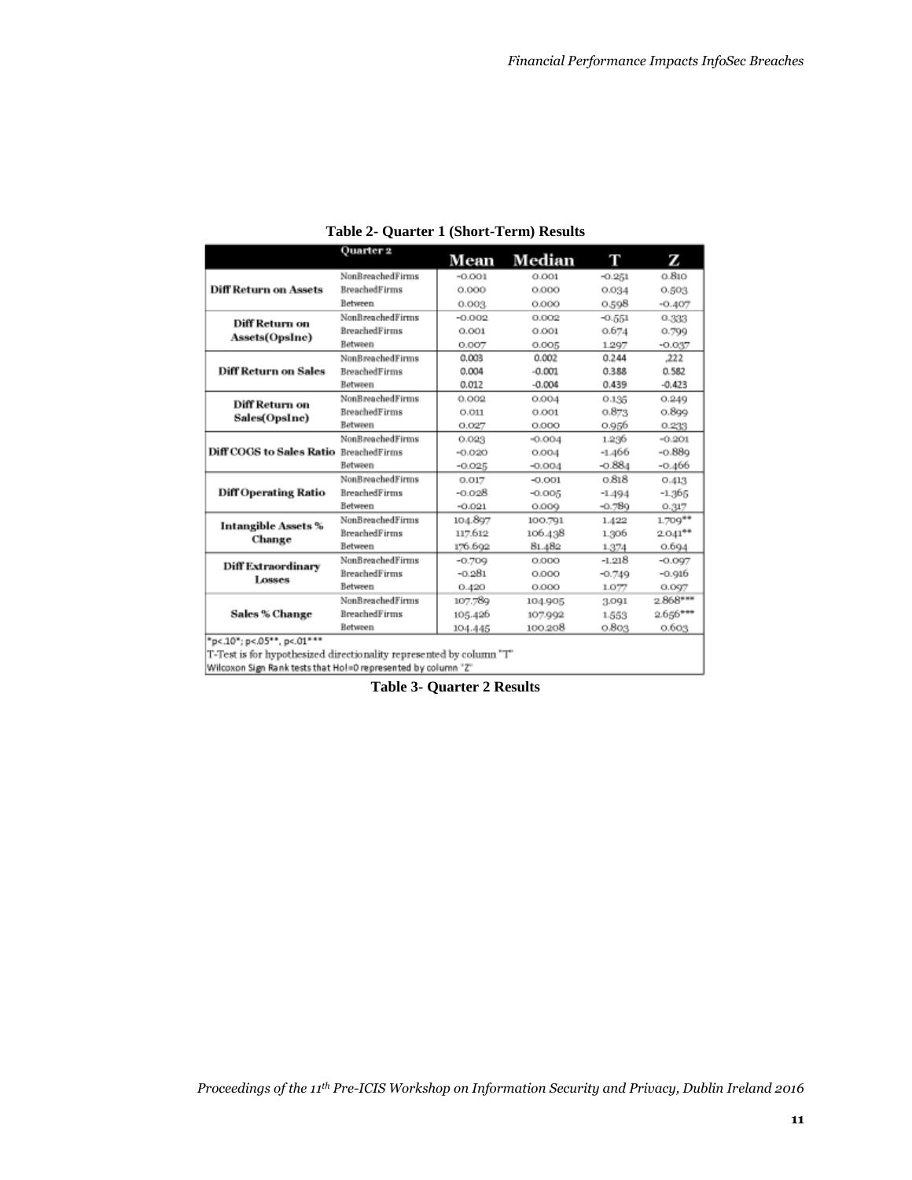**Table 2- Quarter 1 (Short-Term) Results**

| Quarter 2 | | Mean | Median | T | Z |
|---|---|---|---|---|---|
| Diff Return on Assets | NonBreachedFirms | -0.001 | 0.001 | -0.251 | 0.810 |
| | BreachedFirms | 0.000 | 0.000 | 0.034 | 0.503 |
| | Between | 0.003 | 0.000 | 0.598 | -0.407 |
| Diff Return on Assets(OpsInc) | NonBreachedFirms | -0.002 | 0.002 | -0.551 | 0.333 |
| | BreachedFirms | 0.001 | 0.001 | 0.674 | 0.799 |
| | Between | 0.007 | 0.005 | 1.297 | -0.037 |
| Diff Return on Sales | NonBreachedFirms | 0.003 | 0.002 | 0.244 | .222 |
| | BreachedFirms | 0.004 | -0.001 | 0.388 | 0.582 |
| | Between | 0.012 | -0.004 | 0.439 | -0.423 |
| Diff Return on Sales(OpsInc) | NonBreachedFirms | 0.002 | 0.004 | 0.135 | 0.249 |
| | BreachedFirms | 0.011 | 0.001 | 0.873 | 0.899 |
| | Between | 0.027 | 0.000 | 0.956 | 0.233 |
| Diff COGS to Sales Ratio | NonBreachedFirms | 0.023 | -0.004 | 1.236 | -0.201 |
| | BreachedFirms | -0.020 | 0.004 | -1.466 | -0.889 |
| | Between | -0.025 | -0.004 | -0.884 | -0.466 |
| Diff Operating Ratio | NonBreachedFirms | 0.017 | -0.001 | 0.818 | 0.413 |
| | BreachedFirms | -0.028 | -0.005 | -1.494 | -1.365 |
| | Between | -0.021 | 0.009 | -0.789 | 0.317 |
| Intangible Assets % Change | NonBreachedFirms | 104.897 | 100.791 | 1.422 | 1.709** |
| | BreachedFirms | 117.612 | 106.438 | 1.306 | 2.041** |
| | Between | 176.692 | 81.482 | 1.374 | 0.694 |
| Diff Extraordinary Losses | NonBreachedFirms | -0.709 | 0.000 | -1.218 | -0.097 |
| | BreachedFirms | -0.281 | 0.000 | -0.749 | -0.916 |
| | Between | 0.420 | 0.000 | 1.077 | 0.097 |
| Sales % Change | NonBreachedFirms | 107.789 | 104.905 | 3.091 | 2.868*** |
| | BreachedFirms | 105.426 | 107.992 | 1.553 | 2.656*** |
| | Between | 104.445 | 100.208 | 0.803 | 0.603 |

*p<.10*; p<.05**, p<.01***
T-Test is for hypothesized directionality represented by column "T"
Wilcoxon Sign Rank tests that HoI=0 represented by column "Z"

**Table 3- Quarter 2 Results**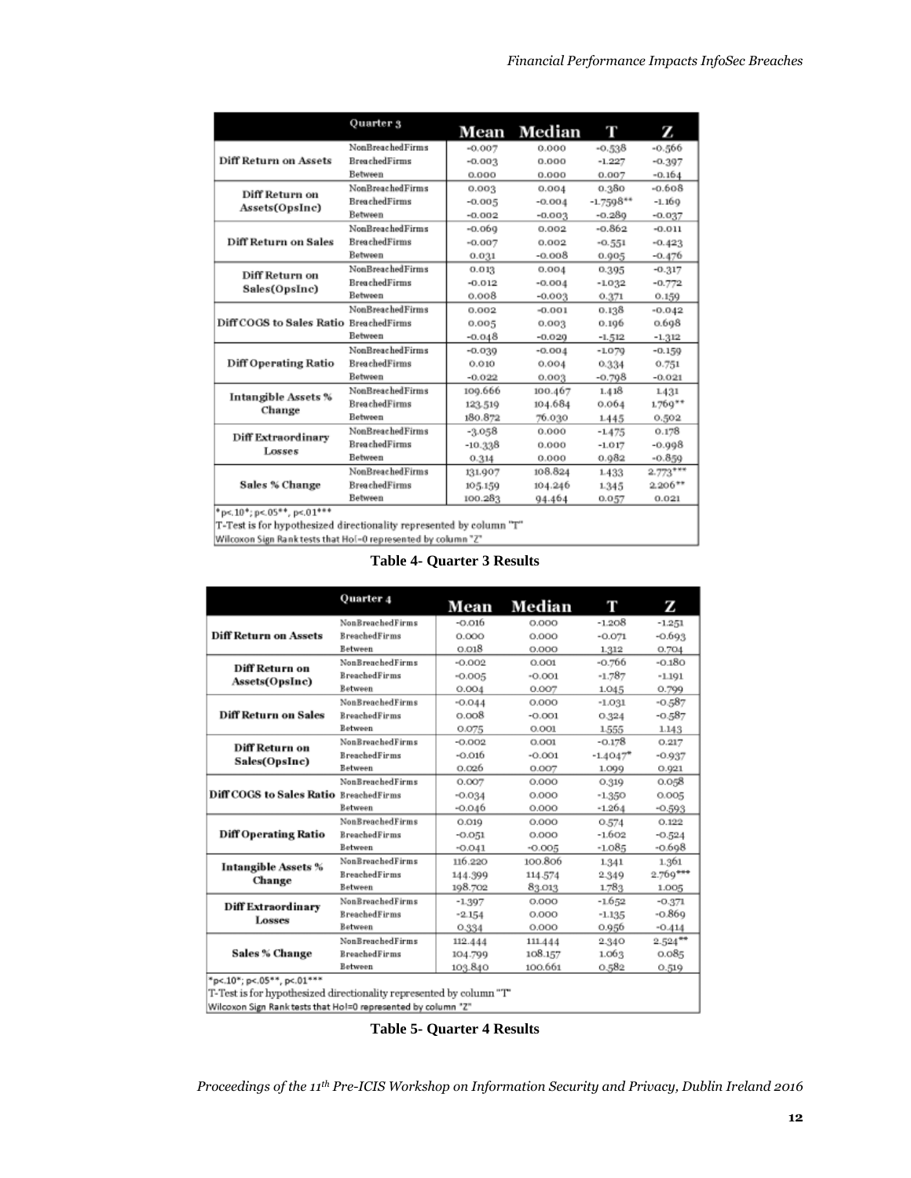| | Quarter 3 | Mean | Median | T | Z |
|---|---|---|---|---|---|
| Diff Return on Assets | NonBreachedFirms | -0.007 | 0.000 | -0.538 | -0.566 |
| | BreachedFirms | -0.003 | 0.000 | -1.227 | -0.397 |
| | Between | 0.000 | 0.000 | 0.007 | -0.164 |
| Diff Return on Assets(OpsInc) | NonBreachedFirms | 0.003 | 0.004 | 0.380 | -0.608 |
| | BreachedFirms | -0.005 | -0.004 | -1.7598** | -1.169 |
| | Between | -0.002 | -0.003 | -0.289 | -0.037 |
| Diff Return on Sales | NonBreachedFirms | -0.069 | 0.002 | -0.862 | -0.011 |
| | BreachedFirms | -0.007 | 0.002 | -0.551 | -0.423 |
| | Between | 0.031 | -0.008 | 0.905 | -0.476 |
| Diff Return on Sales(OpsInc) | NonBreachedFirms | 0.013 | 0.004 | 0.395 | -0.317 |
| | BreachedFirms | -0.012 | -0.004 | -1.032 | -0.772 |
| | Between | 0.008 | -0.003 | 0.371 | 0.159 |
| Diff COGS to Sales Ratio | NonBreachedFirms | 0.002 | -0.001 | 0.138 | -0.042 |
| | BreachedFirms | 0.005 | 0.003 | 0.196 | 0.698 |
| | Between | -0.048 | -0.029 | -1.512 | -1.312 |
| Diff Operating Ratio | NonBreachedFirms | -0.039 | -0.004 | -1.079 | -0.159 |
| | BreachedFirms | 0.010 | 0.004 | 0.334 | 0.751 |
| | Between | -0.022 | 0.003 | -0.798 | -0.021 |
| Intangible Assets % Change | NonBreachedFirms | 109.666 | 100.467 | 1.418 | 1.431 |
| | BreachedFirms | 123.519 | 104.684 | 0.064 | 1.769** |
| | Between | 180.872 | 76.030 | 1.445 | 0.502 |
| Diff Extraordinary Losses | NonBreachedFirms | -3.058 | 0.000 | -1.475 | 0.178 |
| | BreachedFirms | -10.338 | 0.000 | -1.017 | -0.998 |
| | Between | 0.314 | 0.000 | 0.982 | -0.859 |
| Sales % Change | NonBreachedFirms | 131.907 | 108.824 | 1.433 | 2.773*** |
| | BreachedFirms | 105.159 | 104.246 | 1.345 | 2.206** |
| | Between | 100.283 | 94.464 | 0.057 | 0.021 |

*p<.10*; p<.05**, p<.01***
T-Test is for hypothesized directionality represented by column "T"
Wilcoxon Sign Rank tests that Ho|=0 represented by column "Z"

**Table 4- Quarter 3 Results**

| | Quarter 4 | Mean | Median | T | Z |
|---|---|---|---|---|---|
| Diff Return on Assets | NonBreachedFirms | -0.016 | 0.000 | -1.208 | -1.251 |
| | BreachedFirms | 0.000 | 0.000 | -0.071 | -0.693 |
| | Between | 0.018 | 0.000 | 1.312 | 0.704 |
| Diff Return on Assets(OpsInc) | NonBreachedFirms | -0.002 | 0.001 | -0.766 | -0.180 |
| | BreachedFirms | -0.005 | -0.001 | -1.787 | -1.191 |
| | Between | 0.004 | 0.007 | 1.045 | 0.799 |
| Diff Return on Sales | NonBreachedFirms | -0.044 | 0.000 | -1.031 | -0.587 |
| | BreachedFirms | 0.008 | -0.001 | 0.324 | -0.587 |
| | Between | 0.075 | 0.001 | 1.555 | 1.143 |
| Diff Return on Sales(OpsInc) | NonBreachedFirms | -0.002 | 0.001 | -0.178 | 0.217 |
| | BreachedFirms | -0.016 | -0.001 | -1.4047* | -0.937 |
| | Between | 0.026 | 0.007 | 1.099 | 0.921 |
| Diff COGS to Sales Ratio | NonBreachedFirms | 0.007 | 0.000 | 0.319 | 0.058 |
| | BreachedFirms | -0.034 | 0.000 | -1.350 | 0.005 |
| | Between | -0.046 | 0.000 | -1.264 | -0.593 |
| Diff Operating Ratio | NonBreachedFirms | 0.019 | 0.000 | 0.574 | 0.122 |
| | BreachedFirms | -0.051 | 0.000 | -1.602 | -0.524 |
| | Between | -0.041 | -0.005 | -1.085 | -0.698 |
| Intangible Assets % Change | NonBreachedFirms | 116.220 | 100.806 | 1.341 | 1.361 |
| | BreachedFirms | 144.399 | 114.574 | 2.349 | 2.769*** |
| | Between | 198.702 | 83.013 | 1.783 | 1.005 |
| Diff Extraordinary Losses | NonBreachedFirms | -1.397 | 0.000 | -1.652 | -0.371 |
| | BreachedFirms | -2.154 | 0.000 | -1.135 | -0.869 |
| | Between | 0.334 | 0.000 | 0.956 | -0.414 |
| Sales % Change | NonBreachedFirms | 112.444 | 111.444 | 2.340 | 2.524** |
| | BreachedFirms | 104.799 | 108.157 | 1.063 | 0.085 |
| | Between | 103.840 | 100.661 | 0.582 | 0.519 |

*p<.10*; p<.05**, p<.01***
T-Test is for hypothesized directionality represented by column "T"
Wilcoxon Sign Rank tests that Ho|=0 represented by column "Z"

**Table 5- Quarter 4 Results**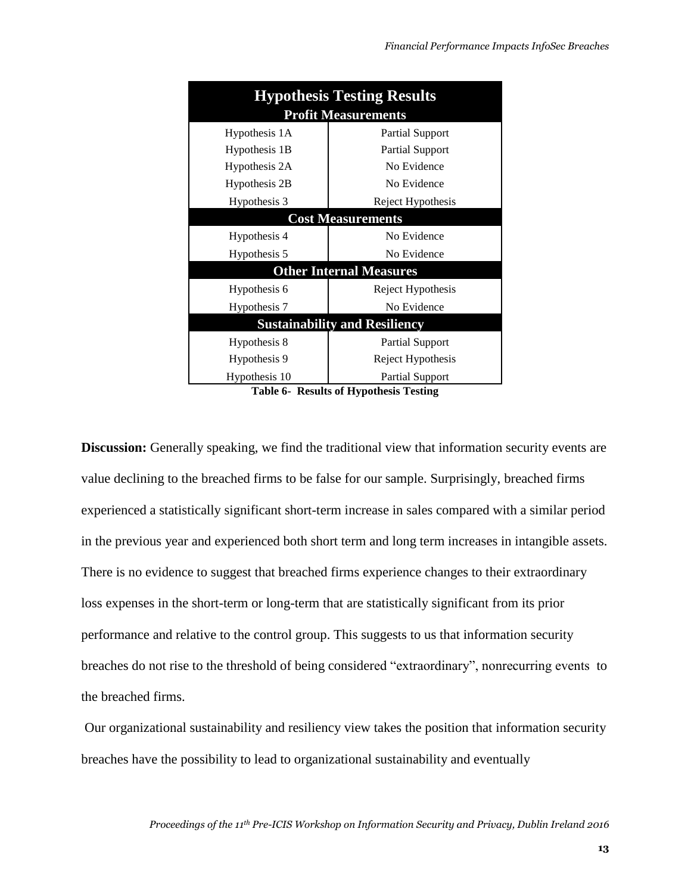| Hypothesis Testing Results | |
|---|---|
| **Profit Measurements** | |
| Hypothesis 1A | Partial Support |
| Hypothesis 1B | Partial Support |
| Hypothesis 2A | No Evidence |
| Hypothesis 2B | No Evidence |
| Hypothesis 3 | Reject Hypothesis |
| **Cost Measurements** | |
| Hypothesis 4 | No Evidence |
| Hypothesis 5 | No Evidence |
| **Other Internal Measures** | |
| Hypothesis 6 | Reject Hypothesis |
| Hypothesis 7 | No Evidence |
| **Sustainability and Resiliency** | |
| Hypothesis 8 | Partial Support |
| Hypothesis 9 | Reject Hypothesis |
| Hypothesis 10 | Partial Support |

**Table 6- Results of Hypothesis Testing**

**Discussion:** Generally speaking, we find the traditional view that information security events are value declining to the breached firms to be false for our sample. Surprisingly, breached firms experienced a statistically significant short-term increase in sales compared with a similar period in the previous year and experienced both short term and long term increases in intangible assets. There is no evidence to suggest that breached firms experience changes to their extraordinary loss expenses in the short-term or long-term that are statistically significant from its prior performance and relative to the control group. This suggests to us that information security breaches do not rise to the threshold of being considered "extraordinary", nonrecurring events to the breached firms.

Our organizational sustainability and resiliency view takes the position that information security breaches have the possibility to lead to organizational sustainability and eventually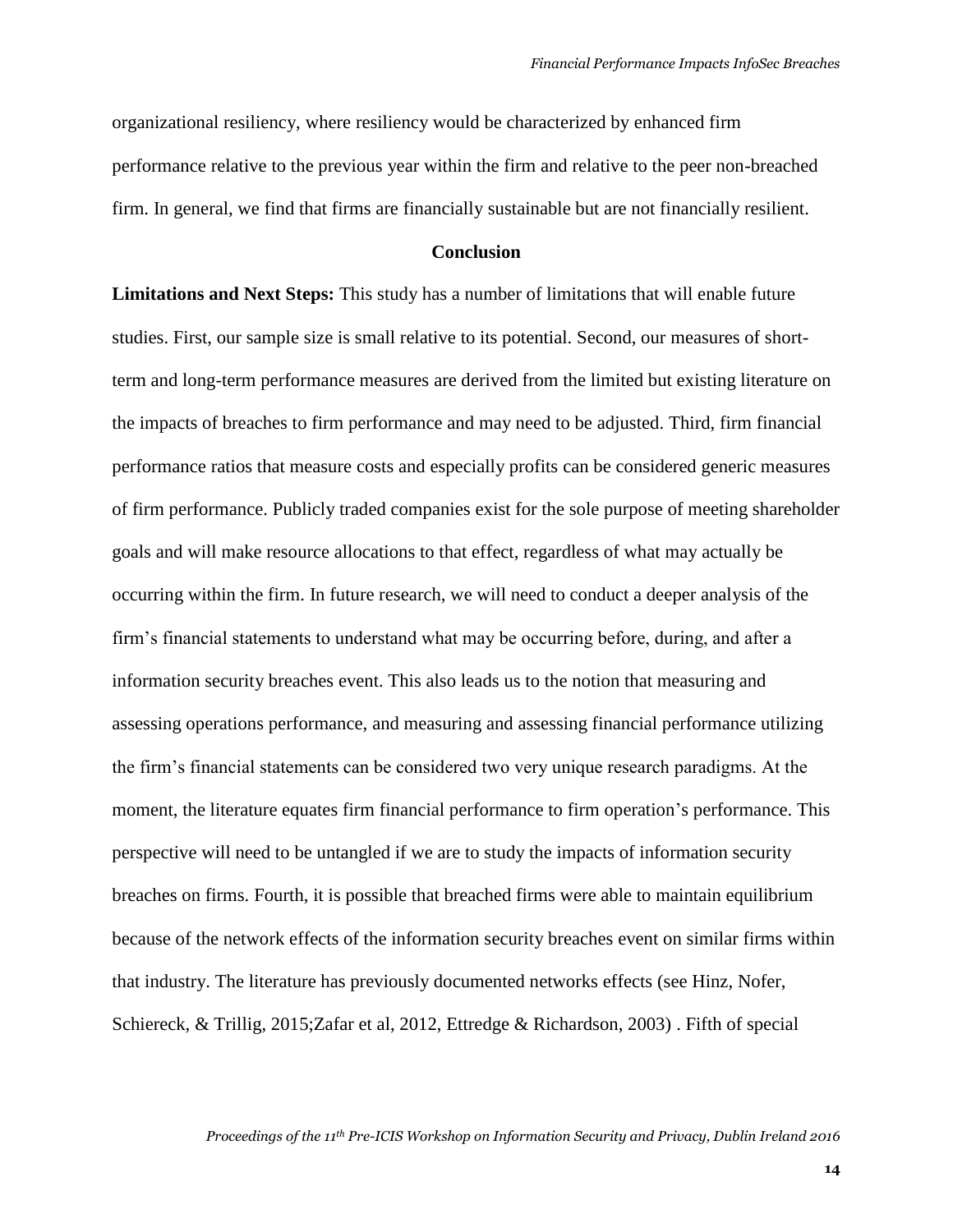organizational resiliency, where resiliency would be characterized by enhanced firm performance relative to the previous year within the firm and relative to the peer non-breached firm. In general, we find that firms are financially sustainable but are not financially resilient.

## Conclusion

**Limitations and Next Steps:** This study has a number of limitations that will enable future studies. First, our sample size is small relative to its potential. Second, our measures of short-term and long-term performance measures are derived from the limited but existing literature on the impacts of breaches to firm performance and may need to be adjusted. Third, firm financial performance ratios that measure costs and especially profits can be considered generic measures of firm performance. Publicly traded companies exist for the sole purpose of meeting shareholder goals and will make resource allocations to that effect, regardless of what may actually be occurring within the firm. In future research, we will need to conduct a deeper analysis of the firm's financial statements to understand what may be occurring before, during, and after a information security breaches event. This also leads us to the notion that measuring and assessing operations performance, and measuring and assessing financial performance utilizing the firm's financial statements can be considered two very unique research paradigms. At the moment, the literature equates firm financial performance to firm operation's performance. This perspective will need to be untangled if we are to study the impacts of information security breaches on firms. Fourth, it is possible that breached firms were able to maintain equilibrium because of the network effects of the information security breaches event on similar firms within that industry. The literature has previously documented networks effects (see Hinz, Nofer, Schiereck, & Trillig, 2015;Zafar et al, 2012, Ettredge & Richardson, 2003) . Fifth of special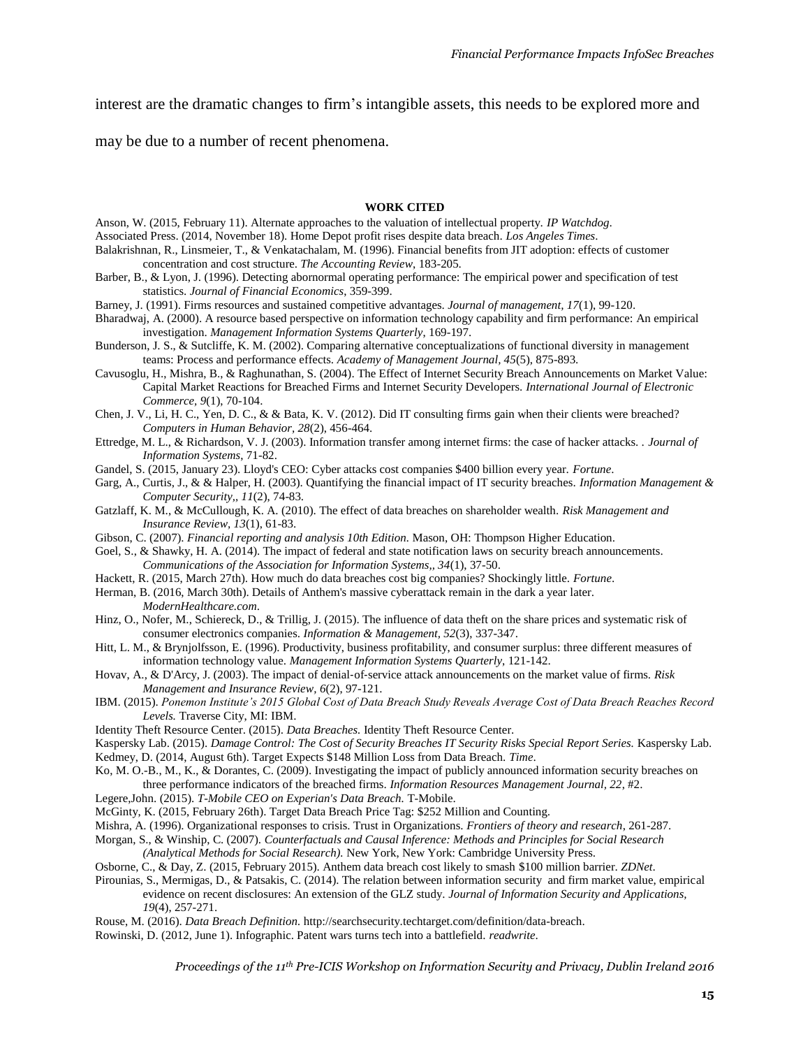interest are the dramatic changes to firm's intangible assets, this needs to be explored more and may be due to a number of recent phenomena.

## WORK CITED

Anson, W. (2015, February 11). Alternate approaches to the valuation of intellectual property. *IP Watchdog*.

Associated Press. (2014, November 18). Home Depot profit rises despite data breach. *Los Angeles Times*.

Balakrishnan, R., Linsmeier, T., & Venkatachalam, M. (1996). Financial benefits from JIT adoption: effects of customer concentration and cost structure. *The Accounting Review*, 183-205.

Barber, B., & Lyon, J. (1996). Detecting abornormal operating performance: The empirical power and specification of test statistics. *Journal of Financial Economics*, 359-399.

Barney, J. (1991). Firms resources and sustained competitive advantages. *Journal of management, 17*(1), 99-120.

Bharadwaj, A. (2000). A resource based perspective on information technology capability and firm performance: An empirical investigation. *Management Information Systems Quarterly*, 169-197.

Bunderson, J. S., & Sutcliffe, K. M. (2002). Comparing alternative conceptualizations of functional diversity in management teams: Process and performance effects. *Academy of Management Journal, 45*(5), 875-893.

Cavusoglu, H., Mishra, B., & Raghunathan, S. (2004). The Effect of Internet Security Breach Announcements on Market Value: Capital Market Reactions for Breached Firms and Internet Security Developers. *International Journal of Electronic Commerce, 9*(1), 70-104.

Chen, J. V., Li, H. C., Yen, D. C., & & Bata, K. V. (2012). Did IT consulting firms gain when their clients were breached? *Computers in Human Behavior, 28*(2), 456-464.

Ettredge, M. L., & Richardson, V. J. (2003). Information transfer among internet firms: the case of hacker attacks. . *Journal of Information Systems*, 71-82.

Gandel, S. (2015, January 23). Lloyd's CEO: Cyber attacks cost companies $400 billion every year. *Fortune*.

Garg, A., Curtis, J., & & Halper, H. (2003). Quantifying the financial impact of IT security breaches. *Information Management & Computer Security,, 11*(2), 74-83.

Gatzlaff, K. M., & McCullough, K. A. (2010). The effect of data breaches on shareholder wealth. *Risk Management and Insurance Review, 13*(1), 61-83.

Gibson, C. (2007). *Financial reporting and analysis 10th Edition*. Mason, OH: Thompson Higher Education.

Goel, S., & Shawky, H. A. (2014). The impact of federal and state notification laws on security breach announcements. *Communications of the Association for Information Systems,, 34*(1), 37-50.

Hackett, R. (2015, March 27th). How much do data breaches cost big companies? Shockingly little. *Fortune*.

Herman, B. (2016, March 30th). Details of Anthem's massive cyberattack remain in the dark a year later. *ModernHealthcare.com*.

Hinz, O., Nofer, M., Schiereck, D., & Trillig, J. (2015). The influence of data theft on the share prices and systematic risk of consumer electronics companies. *Information & Management, 52*(3), 337-347.

Hitt, L. M., & Brynjolfsson, E. (1996). Productivity, business profitability, and consumer surplus: three different measures of information technology value. *Management Information Systems Quarterly*, 121-142.

Hovav, A., & D'Arcy, J. (2003). The impact of denial-of-service attack announcements on the market value of firms. *Risk Management and Insurance Review, 6*(2), 97-121.

IBM. (2015). *Ponemon Institute's 2015 Global Cost of Data Breach Study Reveals Average Cost of Data Breach Reaches Record Levels.* Traverse City, MI: IBM.

Identity Theft Resource Center. (2015). *Data Breaches.* Identity Theft Resource Center.

Kaspersky Lab. (2015). *Damage Control: The Cost of Security Breaches IT Security Risks Special Report Series.* Kaspersky Lab.

Kedmey, D. (2014, August 6th). Target Expects $148 Million Loss from Data Breach. *Time*.

Ko, M. O.-B., M., K., & Dorantes, C. (2009). Investigating the impact of publicly announced information security breaches on three performance indicators of the breached firms. *Information Resources Management Journal, 22*, #2.

Legere,John. (2015). *T-Mobile CEO on Experian's Data Breach.* T-Mobile.

McGinty, K. (2015, February 26th). Target Data Breach Price Tag: $252 Million and Counting.

Mishra, A. (1996). Organizational responses to crisis. Trust in Organizations. *Frontiers of theory and research*, 261-287.

Morgan, S., & Winship, C. (2007). *Counterfactuals and Causal Inference: Methods and Principles for Social Research (Analytical Methods for Social Research).* New York, New York: Cambridge University Press.

Osborne, C., & Day, Z. (2015, February 2015). Anthem data breach cost likely to smash $100 million barrier. *ZDNet*.

Pirounias, S., Mermigas, D., & Patsakis, C. (2014). The relation between information security and firm market value, empirical evidence on recent disclosures: An extension of the GLZ study. *Journal of Information Security and Applications, 19*(4), 257-271.

Rouse, M. (2016). *Data Breach Definition.* http://searchsecurity.techtarget.com/definition/data-breach.

Rowinski, D. (2012, June 1). Infographic. Patent wars turns tech into a battlefield. *readwrite*.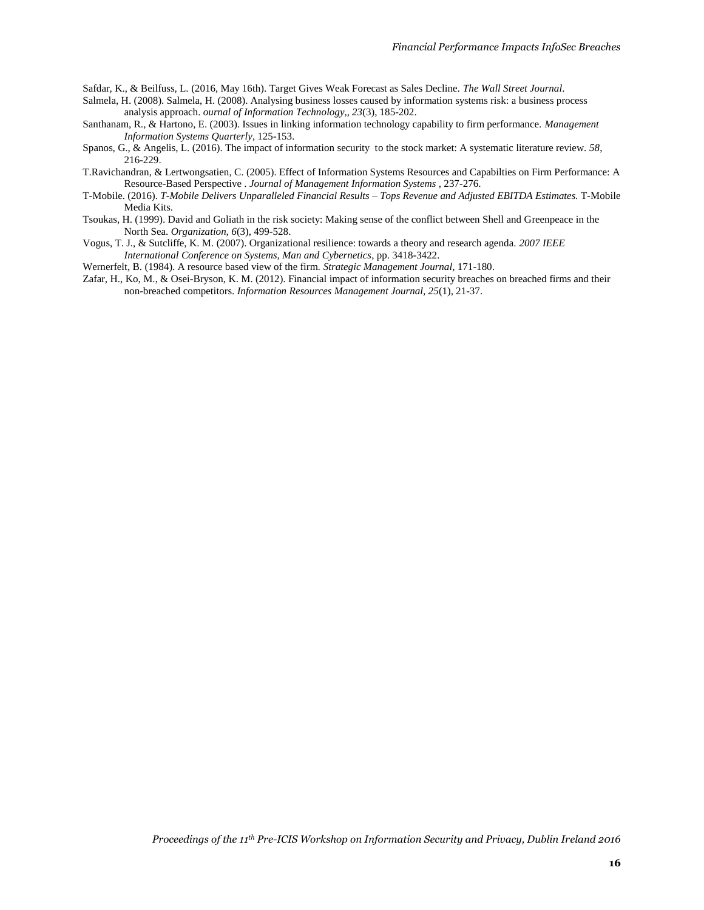Safdar, K., & Beilfuss, L. (2016, May 16th). Target Gives Weak Forecast as Sales Decline. *The Wall Street Journal*.

Salmela, H. (2008). Salmela, H. (2008). Analysing business losses caused by information systems risk: a business process analysis approach. *ournal of Information Technology,*, *23*(3), 185-202.

Santhanam, R., & Hartono, E. (2003). Issues in linking information technology capability to firm performance. *Management Information Systems Quarterly*, 125-153.

Spanos, G., & Angelis, L. (2016). The impact of information security to the stock market: A systematic literature review. *58*, 216-229.

T.Ravichandran, & Lertwongsatien, C. (2005). Effect of Information Systems Resources and Capabilties on Firm Performance: A Resource-Based Perspective . *Journal of Management Information Systems* , 237-276.

T-Mobile. (2016). *T-Mobile Delivers Unparalleled Financial Results – Tops Revenue and Adjusted EBITDA Estimates.* T-Mobile Media Kits.

Tsoukas, H. (1999). David and Goliath in the risk society: Making sense of the conflict between Shell and Greenpeace in the North Sea. *Organization*, *6*(3), 499-528.

Vogus, T. J., & Sutcliffe, K. M. (2007). Organizational resilience: towards a theory and research agenda. *2007 IEEE International Conference on Systems, Man and Cybernetics*, pp. 3418-3422.

Wernerfelt, B. (1984). A resource based view of the firm. *Strategic Management Journal*, 171-180.

Zafar, H., Ko, M., & Osei-Bryson, K. M. (2012). Financial impact of information security breaches on breached firms and their non-breached competitors. *Information Resources Management Journal*, *25*(1), 21-37.